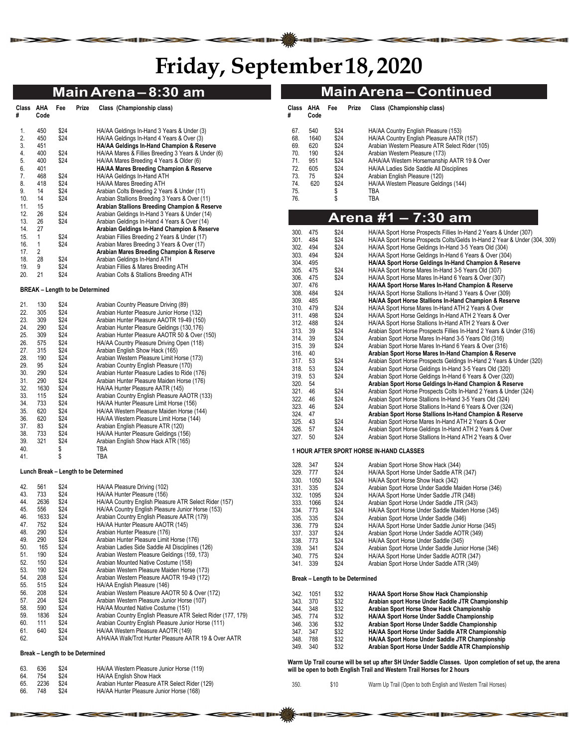# Friday, September 18, 2020

## Main Arena – 8:30 am

| Class # | AHA Code | Fee | Prize | Class (Championship class) |
|---|---|---|---|---|
| 1. | 450 | $24 | | HA/AA Geldings In-Hand 3 Years & Under (3) |
| 2. | 450 | $24 | | HA/AA Geldings In-Hand 4 Years & Over (3) |
| 3. | 451 | | | **HA/AA Geldings In-Hand Champion & Reserve** |
| 4. | 400 | $24 | | HA/AA Mares & Fillies Breeding 3 Years & Under (6) |
| 5. | 400 | $24 | | HA/AA Mares Breeding 4 Years & Older (6) |
| 6. | 401 | | | **HA/AA Mares Breeding Champion & Reserve** |
| 7. | 468 | $24 | | HA/AA Geldings In-Hand ATH |
| 8. | 418 | $24 | | HA/AA Mares Breeding ATH |
| 9. | 14 | $24 | | Arabian Colts Breeding 2 Years & Under (11) |
| 10. | 14 | $24 | | Arabian Stallions Breeding 3 Years & Over (11) |
| 11. | 15 | | | **Arabian Stallions Breeding Champion & Reserve** |
| 12. | 26 | $24 | | Arabian Geldings In-Hand 3 Years & Under (14) |
| 13. | 26 | $24 | | Arabian Geldings In-Hand 4 Years & Over (14) |
| 14. | 27 | | | **Arabian Geldings In-Hand Champion & Reserve** |
| 15. | 1 | $24 | | Arabian Fillies Breeding 2 Years & Under (17) |
| 16. | 1 | $24 | | Arabian Mares Breeding 3 Years & Over (17) |
| 17. | 2 | | | **Arabian Mares Breeding Champion & Reserve** |
| 18. | 28 | $24 | | Arabian Geldings In-Hand ATH |
| 19. | 9 | $24 | | Arabian Fillies & Mares Breeding ATH |
| 20. | 21 | $24 | | Arabian Colts & Stallions Breeding ATH |

**BREAK – Length to be Determined**

| Class # | AHA Code | Fee | Prize | Class (Championship class) |
|---|---|---|---|---|
| 21. | 130 | $24 | | Arabian Country Pleasure Driving (89) |
| 22. | 305 | $24 | | Arabian Hunter Pleasure Junior Horse (132) |
| 23. | 309 | $24 | | Arabian Hunter Pleasure AAOTR 19-49 (150) |
| 24. | 290 | $24 | | Arabian Hunter Pleasure Geldings (130,176) |
| 25. | 309 | $24 | | Arabian Hunter Pleasure AAOTR 50 & Over (150) |
| 26. | 575 | $24 | | HA/AA Country Pleasure Driving Open (118) |
| 27. | 315 | $24 | | Arabian English Show Hack (165) |
| 28. | 190 | $24 | | Arabian Western Pleasure Limit Horse (173) |
| 29. | 95 | $24 | | Arabian Country English Pleasure (170) |
| 30. | 290 | $24 | | Arabian Hunter Pleasure Ladies to Ride (176) |
| 31. | 290 | $24 | | Arabian Hunter Pleasure Maiden Horse (176) |
| 32. | 1630 | $24 | | HA/AA Hunter Pleasure AATR (145) |
| 33. | 115 | $24 | | Arabian Country English Pleasure AAOTR (133) |
| 34. | 733 | $24 | | HA/AA Hunter Pleasure Limit Horse (156) |
| 35. | 620 | $24 | | HA/AA Western Pleasure Maiden Horse (144) |
| 36. | 620 | $24 | | HA/AA Western Pleasure Limit Horse (144) |
| 37. | 83 | $24 | | Arabian English Pleasure ATR (120) |
| 38. | 733 | $24 | | HA/AA Hunter Pleasure Geldings (156) |
| 39. | 321 | $24 | | Arabian English Show Hack ATR (165) |
| 40. | | $ | | TBA |
| 41. | | $ | | TBA |

**Lunch Break – Length to be Determined**

| Class # | AHA Code | Fee | Prize | Class (Championship class) |
|---|---|---|---|---|
| 42. | 561 | $24 | | HA/AA Pleasure Driving (102) |
| 43. | 733 | $24 | | HA/AA Hunter Pleasure (156) |
| 44. | 2636 | $24 | | HA/AA Country English Pleasure ATR Select Rider (157) |
| 45. | 556 | $24 | | HA/AA Country English Pleasure Junior Horse (153) |
| 46. | 1633 | $24 | | Arabian Country English Pleasure AATR (179) |
| 47. | 752 | $24 | | HA/AA Hunter Pleasure AAOTR (145) |
| 48. | 290 | $24 | | Arabian Hunter Pleasure (176) |
| 49. | 290 | $24 | | Arabian Hunter Pleasure Limit Horse (176) |
| 50. | 165 | $24 | | Arabian Ladies Side Saddle All Disciplines (126) |
| 51. | 190 | $24 | | Arabian Western Pleasure Geldings (159, 173) |
| 52. | 150 | $24 | | Arabian Mounted Native Costume (158) |
| 53. | 190 | $24 | | Arabian Western Pleasure Maiden Horse (173) |
| 54. | 208 | $24 | | Arabian Western Pleasure AAOTR 19-49 (172) |
| 55. | 515 | $24 | | HA/AA English Pleasure (146) |
| 56. | 208 | $24 | | Arabian Western Pleasure AAOTR 50 & Over (172) |
| 57. | 204 | $24 | | Arabian Western Pleasure Junior Horse (107) |
| 58. | 590 | $24 | | HA/AA Mounted Native Costume (151) |
| 59. | 1836 | $24 | | Arabian Country English Pleasure ATR Select Rider (177, 179) |
| 60. | 111 | $24 | | Arabian Country English Pleasure Junior Horse (111) |
| 61. | 640 | $24 | | HA/AA Western Pleasure AAOTR (149) |
| 62. | | $24 | | A/HA/AA Walk/Trot Hunter Pleasure AATR 19 & Over AATR |

**Break – Length to be Determined**

| Class # | AHA Code | Fee | Prize | Class (Championship class) |
|---|---|---|---|---|
| 63. | 636 | $24 | | HA/AA Western Pleasure Junior Horse (119) |
| 64. | 754 | $24 | | HA/AA English Show Hack |
| 65. | 2236 | $24 | | Arabian Hunter Pleasure ATR Select Rider (129) |
| 66. | 748 | $24 | | HA/AA Hunter Pleasure Junior Horse (168) |

## Main Arena – Continued

| Class # | AHA Code | Fee | Prize | Class (Championship class) |
|---|---|---|---|---|
| 67. | 540 | $24 | | HA/AA Country English Pleasure (153) |
| 68. | 1640 | $24 | | HA/AA Country English Pleasure AATR (157) |
| 69. | 620 | $24 | | Arabian Western Pleasure ATR Select Rider (105) |
| 70. | 190 | $24 | | Arabian Western Pleasure (173) |
| 71. | 951 | $24 | | A/HA/AA Western Horsemanship AATR 19 & Over |
| 72. | 605 | $24 | | HA/AA Ladies Side Saddle All Disciplines |
| 73. | 75 | $24 | | Arabian English Pleasure (120) |
| 74. | 620 | $24 | | HA/AA Western Pleasure Geldings (144) |
| 75. | | $ | | TBA |
| 76. | | $ | | TBA |

## Arena #1 – 7:30 am

| Class # | AHA Code | Fee | Prize | Class (Championship class) |
|---|---|---|---|---|
| 300. | 475 | $24 | | HA/AA Sport Horse Prospects Fillies In-Hand 2 Years & Under (307) |
| 301. | 484 | $24 | | HA/AA Sport Horse Prospects Colts/Gelds In-Hand 2 Year & Under (304, 309) |
| 302. | 494 | $24 | | HA/AA Sport Horse Geldings In-Hand 3-5 Years Old (304) |
| 303. | 494 | $24 | | HA/AA Sport Horse Geldings In-Hand 6 Years & Over (304) |
| 304. | 495 | | | **HA/AA Sport Horse Geldings In-Hand Champion & Reserve** |
| 305. | 475 | $24 | | HA/AA Sport Horse Mares In-Hand 3-5 Years Old (307) |
| 306. | 475 | $24 | | HA/AA Sport Horse Mares In-Hand 6 Years & Over (307) |
| 307. | 476 | | | **HA/AA Sport Horse Mares In-Hand Champion & Reserve** |
| 308. | 484 | $24 | | HA/AA Sport Horse Stallions In-Hand 3 Years & Over (309) |
| 309. | 485 | | | **HA/AA Sport Horse Stallions In-Hand Champion & Reserve** |
| 310. | 479 | $24 | | HA/AA Sport Horse Mares In-Hand ATH 2 Years & Over |
| 311. | 498 | $24 | | HA/AA Sport Horse Geldings In-Hand ATH 2 Years & Over |
| 312. | 488 | $24 | | HA/AA Sport Horse Stallions In-Hand ATH 2 Years & Over |
| 313. | 39 | $24 | | Arabian Sport Horse Prospects Fillies In-Hand 2 Years & Under (316) |
| 314. | 39 | $24 | | Arabian Sport Horse Mares In-Hand 3-5 Years Old (316) |
| 315. | 39 | $24 | | Arabian Sport Horse Mares In-Hand 6 Years & Over (316) |
| 316. | 40 | | | **Arabian Sport Horse Mares In-Hand Champion & Reserve** |
| 317. | 53 | $24 | | Arabian Sport Horse Prospects Geldings In-Hand 2 Years & Under (320) |
| 318. | 53 | $24 | | Arabian Sport Horse Geldings In-Hand 3-5 Years Old (320) |
| 319. | 53 | $24 | | Arabian Sport Horse Geldings In-Hand 6 Years & Over (320) |
| 320. | 54 | | | **Arabian Sport Horse Geldings In-Hand Champion & Reserve** |
| 321. | 46 | $24 | | Arabian Sport Horse Prospects Colts In-Hand 2 Years & Under (324) |
| 322. | 46 | $24 | | Arabian Sport Horse Stallions In-Hand 3-5 Years Old (324) |
| 323. | 46 | $24 | | Arabian Sport Horse Stallions In-Hand 6 Years & Over (324) |
| 324. | 47 | | | **Arabian Sport Horse Stallions In-Hand Champion & Reserve** |
| 325. | 43 | $24 | | Arabian Sport Horse Mares In-Hand ATH 2 Years & Over |
| 326. | 57 | $24 | | Arabian Sport Horse Geldings In-Hand ATH 2 Years & Over |
| 327. | 50 | $24 | | Arabian Sport Horse Stallions In-Hand ATH 2 Years & Over |

**1 HOUR AFTER SPORT HORSE IN-HAND CLASSES**

| Class # | AHA Code | Fee | Prize | Class (Championship class) |
|---|---|---|---|---|
| 328. | 347 | $24 | | Arabian Sport Horse Show Hack (344) |
| 329. | 777 | $24 | | HA/AA Sport Horse Under Saddle ATR (347) |
| 330. | 1050 | $24 | | HA/AA Sport Horse Show Hack (342) |
| 331. | 335 | $24 | | Arabian Sport Horse Under Saddle Maiden Horse (346) |
| 332. | 1095 | $24 | | HA/AA Sport Horse Under Saddle JTR (348) |
| 333. | 1066 | $24 | | Arabian Sport Horse Under Saddle JTR (343) |
| 334. | 773 | $24 | | HA/AA Sport Horse Under Saddle Maiden Horse (345) |
| 335. | 335 | $24 | | Arabian Sport Horse Under Saddle (346) |
| 336. | 779 | $24 | | HA/AA Sport Horse Under Saddle Junior Horse (345) |
| 337. | 337 | $24 | | Arabian Sport Horse Under Saddle AOTR (349) |
| 338. | 773 | $24 | | HA/AA Sport Horse Under Saddle (345) |
| 339. | 341 | $24 | | Arabian Sport Horse Under Saddle Junior Horse (346) |
| 340. | 775 | $24 | | HA/AA Sport Horse Under Saddle AOTR (347) |
| 341. | 339 | $24 | | Arabian Sport Horse Under Saddle ATR (349) |

**Break – Length to be Determined**

| Class # | AHA Code | Fee | Prize | Class (Championship class) |
|---|---|---|---|---|
| 342. | 1051 | $32 | | **HA/AA Sport Horse Show Hack Championship** |
| 343. | 370 | $32 | | **Arabian sport Horse Under Saddle JTR Championship** |
| 344. | 348 | $32 | | **Arabian Sport Horse Show Hack Championship** |
| 345. | 774 | $32 | | **HA/AA Sport Horse Under Saddle Championship** |
| 346. | 336 | $32 | | **Arabian Sport Horse Under Saddle Championship** |
| 347. | 347 | $32 | | **HA/AA Sport Horse Under Saddle ATR Championship** |
| 348. | 788 | $32 | | **HA/AA Sport Horse Under Saddle JTR Championship** |
| 349. | 340 | $32 | | **Arabian Sport Horse Under Saddle ATR Championship** |

**Warm Up Trail course will be set up after SH Under Saddle Classes. Upon completion of set up, the arena will be open to both English Trail and Western Trail Horses for 2 hours**

| Class # | AHA Code | Fee | Prize | Class (Championship class) |
|---|---|---|---|---|
| 350. | | $10 | | Warm Up Trail (Open to both English and Western Trail Horses) |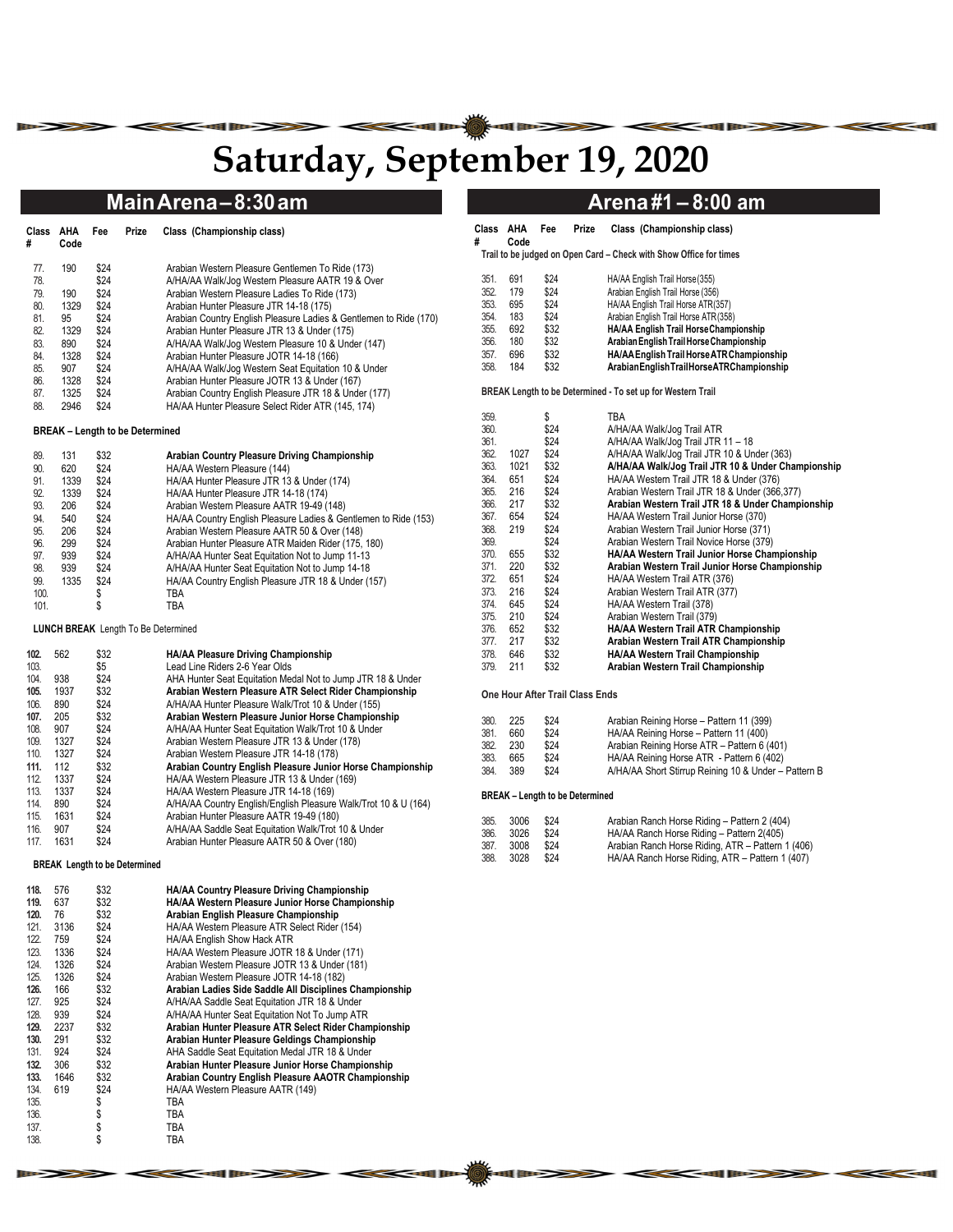# Saturday, September 19, 2020

## Main Arena – 8:30 am

| Class # | AHA Code | Fee | Prize | Class (Championship class) |
|---|---|---|---|---|
| 77. | 190 | $24 | | Arabian Western Pleasure Gentlemen To Ride (173) |
| 78. | | $24 | | A/HA/AA Walk/Jog Western Pleasure AATR 19 & Over |
| 79. | 190 | $24 | | Arabian Western Pleasure Ladies To Ride (173) |
| 80. | 1329 | $24 | | Arabian Hunter Pleasure JTR 14-18 (175) |
| 81. | 95 | $24 | | Arabian Country English Pleasure Ladies & Gentlemen to Ride (170) |
| 82. | 1329 | $24 | | Arabian Hunter Pleasure JTR 13 & Under (175) |
| 83. | 890 | $24 | | A/HA/AA Walk/Jog Western Pleasure 10 & Under (147) |
| 84. | 1328 | $24 | | Arabian Hunter Pleasure JOTR 14-18 (166) |
| 85. | 907 | $24 | | A/HA/AA Walk/Jog Western Seat Equitation 10 & Under |
| 86. | 1328 | $24 | | Arabian Hunter Pleasure JOTR 13 & Under (167) |
| 87. | 1325 | $24 | | Arabian Country English Pleasure JTR 18 & Under (177) |
| 88. | 2946 | $24 | | HA/AA Hunter Pleasure Select Rider ATR (145, 174) |

**BREAK – Length to be Determined**

| Class # | AHA Code | Fee | Prize | Class (Championship class) |
|---|---|---|---|---|
| 89. | 131 | $32 | | **Arabian Country Pleasure Driving Championship** |
| 90. | 620 | $24 | | HA/AA Western Pleasure (144) |
| 91. | 1339 | $24 | | HA/AA Hunter Pleasure JTR 13 & Under (174) |
| 92. | 1339 | $24 | | HA/AA Hunter Pleasure JTR 14-18 (174) |
| 93. | 206 | $24 | | Arabian Western Pleasure AATR 19-49 (148) |
| 94. | 540 | $24 | | HA/AA Country English Pleasure Ladies & Gentlemen to Ride (153) |
| 95. | 206 | $24 | | Arabian Western Pleasure AATR 50 & Over (148) |
| 96. | 299 | $24 | | Arabian Hunter Pleasure ATR Maiden Rider (175, 180) |
| 97. | 939 | $24 | | A/HA/AA Hunter Seat Equitation Not to Jump 11-13 |
| 98. | 939 | $24 | | A/HA/AA Hunter Seat Equitation Not to Jump 14-18 |
| 99. | 1335 | $24 | | HA/AA Country English Pleasure JTR 18 & Under (157) |
| 100. | | $ | | TBA |
| 101. | | $ | | TBA |

**LUNCH BREAK** Length To Be Determined

| Class # | AHA Code | Fee | Prize | Class (Championship class) |
|---|---|---|---|---|
| **102.** | 562 | $32 | | **HA/AA Pleasure Driving Championship** |
| 103. | | $5 | | Lead Line Riders 2-6 Year Olds |
| 104. | 938 | $24 | | AHA Hunter Seat Equitation Medal Not to Jump JTR 18 & Under |
| **105.** | 1937 | $32 | | **Arabian Western Pleasure ATR Select Rider Championship** |
| 106. | 890 | $24 | | A/HA/AA Hunter Pleasure Walk/Trot 10 & Under (155) |
| **107.** | 205 | $32 | | **Arabian Western Pleasure Junior Horse Championship** |
| 108. | 907 | $24 | | A/HA/AA Hunter Seat Equitation Walk/Trot 10 & Under |
| 109. | 1327 | $24 | | Arabian Western Pleasure JTR 13 & Under (178) |
| 110. | 1327 | $24 | | Arabian Western Pleasure JTR 14-18 (178) |
| **111.** | 112 | $32 | | **Arabian Country English Pleasure Junior Horse Championship** |
| 112. | 1337 | $24 | | HA/AA Western Pleasure JTR 13 & Under (169) |
| 113. | 1337 | $24 | | HA/AA Western Pleasure JTR 14-18 (169) |
| 114. | 890 | $24 | | A/HA/AA Country English/English Pleasure Walk/Trot 10 & U (164) |
| 115. | 1631 | $24 | | Arabian Hunter Pleasure AATR 19-49 (180) |
| 116. | 907 | $24 | | A/HA/AA Saddle Seat Equitation Walk/Trot 10 & Under |
| 117. | 1631 | $24 | | Arabian Hunter Pleasure AATR 50 & Over (180) |

**BREAK Length to be Determined**

| Class # | AHA Code | Fee | Prize | Class (Championship class) |
|---|---|---|---|---|
| **118.** | 576 | $32 | | **HA/AA Country Pleasure Driving Championship** |
| **119.** | 637 | $32 | | **HA/AA Western Pleasure Junior Horse Championship** |
| **120.** | 76 | $32 | | **Arabian English Pleasure Championship** |
| 121. | 3136 | $24 | | HA/AA Western Pleasure ATR Select Rider (154) |
| 122. | 759 | $24 | | HA/AA English Show Hack ATR |
| 123. | 1336 | $24 | | HA/AA Western Pleasure JOTR 18 & Under (171) |
| 124. | 1326 | $24 | | Arabian Western Pleasure JOTR 13 & Under (181) |
| 125. | 1326 | $24 | | Arabian Western Pleasure JOTR 14-18 (182) |
| **126.** | 166 | $32 | | **Arabian Ladies Side Saddle All Disciplines Championship** |
| 127. | 925 | $24 | | A/HA/AA Saddle Seat Equitation JTR 18 & Under |
| 128. | 939 | $24 | | A/HA/AA Hunter Seat Equitation Not To Jump ATR |
| **129.** | 2237 | $32 | | **Arabian Hunter Pleasure ATR Select Rider Championship** |
| **130.** | 291 | $32 | | **Arabian Hunter Pleasure Geldings Championship** |
| 131. | 924 | $24 | | AHA Saddle Seat Equitation Medal JTR 18 & Under |
| **132.** | 306 | $32 | | **Arabian Hunter Pleasure Junior Horse Championship** |
| **133.** | 1646 | $32 | | **Arabian Country English Pleasure AAOTR Championship** |
| 134. | 619 | $24 | | HA/AA Western Pleasure AATR (149) |
| 135. | | $ | | TBA |
| 136. | | $ | | TBA |
| 137. | | $ | | TBA |
| 138. | | $ | | TBA |

## Arena #1 – 8:00 am

**Trail to be judged on Open Card – Check with Show Office for times**

| Class # | AHA Code | Fee | Prize | Class (Championship class) |
|---|---|---|---|---|
| 351. | 691 | $24 | | HA/AA English Trail Horse (355) |
| 352. | 179 | $24 | | Arabian English Trail Horse (356) |
| 353. | 695 | $24 | | HA/AA English Trail Horse ATR(357) |
| 354. | 183 | $24 | | Arabian English Trail Horse ATR (358) |
| 355. | 692 | $32 | | **HA/AA English Trail Horse Championship** |
| 356. | 180 | $32 | | **Arabian English Trail Horse Championship** |
| 357. | 696 | $32 | | **HA/AA English Trail Horse ATR Championship** |
| 358. | 184 | $32 | | **Arabian English Trail Horse ATR Championship** |

**BREAK Length to be Determined - To set up for Western Trail**

| Class # | AHA Code | Fee | Prize | Class (Championship class) |
|---|---|---|---|---|
| 359. | | $ | | TBA |
| 360. | | $24 | | A/HA/AA Walk/Jog Trail ATR |
| 361. | | $24 | | A/HA/AA Walk/Jog Trail JTR 11 – 18 |
| 362. | 1027 | $24 | | A/HA/AA Walk/Jog Trail JTR 10 & Under (363) |
| 363. | 1021 | $32 | | **A/HA/AA Walk/Jog Trail JTR 10 & Under Championship** |
| 364. | 651 | $24 | | HA/AA Western Trail JTR 18 & Under (376) |
| 365. | 216 | $24 | | Arabian Western Trail JTR 18 & Under (366,377) |
| 366. | 217 | $32 | | **Arabian Western Trail JTR 18 & Under Championship** |
| 367. | 654 | $24 | | HA/AA Western Trail Junior Horse (370) |
| 368. | 219 | $24 | | Arabian Western Trail Junior Horse (371) |
| 369. | | $24 | | Arabian Western Trail Novice Horse (379) |
| 370. | 655 | $32 | | **HA/AA Western Trail Junior Horse Championship** |
| 371. | 220 | $32 | | **Arabian Western Trail Junior Horse Championship** |
| 372. | 651 | $24 | | HA/AA Western Trail ATR (376) |
| 373. | 216 | $24 | | Arabian Western Trail ATR (377) |
| 374. | 645 | $24 | | HA/AA Western Trail (378) |
| 375. | 210 | $24 | | Arabian Western Trail (379) |
| 376. | 652 | $32 | | **HA/AA Western Trail ATR Championship** |
| 377. | 217 | $32 | | **Arabian Western Trail ATR Championship** |
| 378. | 646 | $32 | | **HA/AA Western Trail Championship** |
| 379. | 211 | $32 | | **Arabian Western Trail Championship** |

**One Hour After Trail Class Ends**

| Class # | AHA Code | Fee | Prize | Class (Championship class) |
|---|---|---|---|---|
| 380. | 225 | $24 | | Arabian Reining Horse – Pattern 11 (399) |
| 381. | 660 | $24 | | HA/AA Reining Horse – Pattern 11 (400) |
| 382. | 230 | $24 | | Arabian Reining Horse ATR – Pattern 6 (401) |
| 383. | 665 | $24 | | HA/AA Reining Horse ATR - Pattern 6 (402) |
| 384. | 389 | $24 | | A/HA/AA Short Stirrup Reining 10 & Under – Pattern B |

**BREAK – Length to be Determined**

| Class # | AHA Code | Fee | Prize | Class (Championship class) |
|---|---|---|---|---|
| 385. | 3006 | $24 | | Arabian Ranch Horse Riding – Pattern 2 (404) |
| 386. | 3026 | $24 | | HA/AA Ranch Horse Riding – Pattern 2(405) |
| 387. | 3008 | $24 | | Arabian Ranch Horse Riding, ATR – Pattern 1 (406) |
| 388. | 3028 | $24 | | HA/AA Ranch Horse Riding, ATR – Pattern 1 (407) |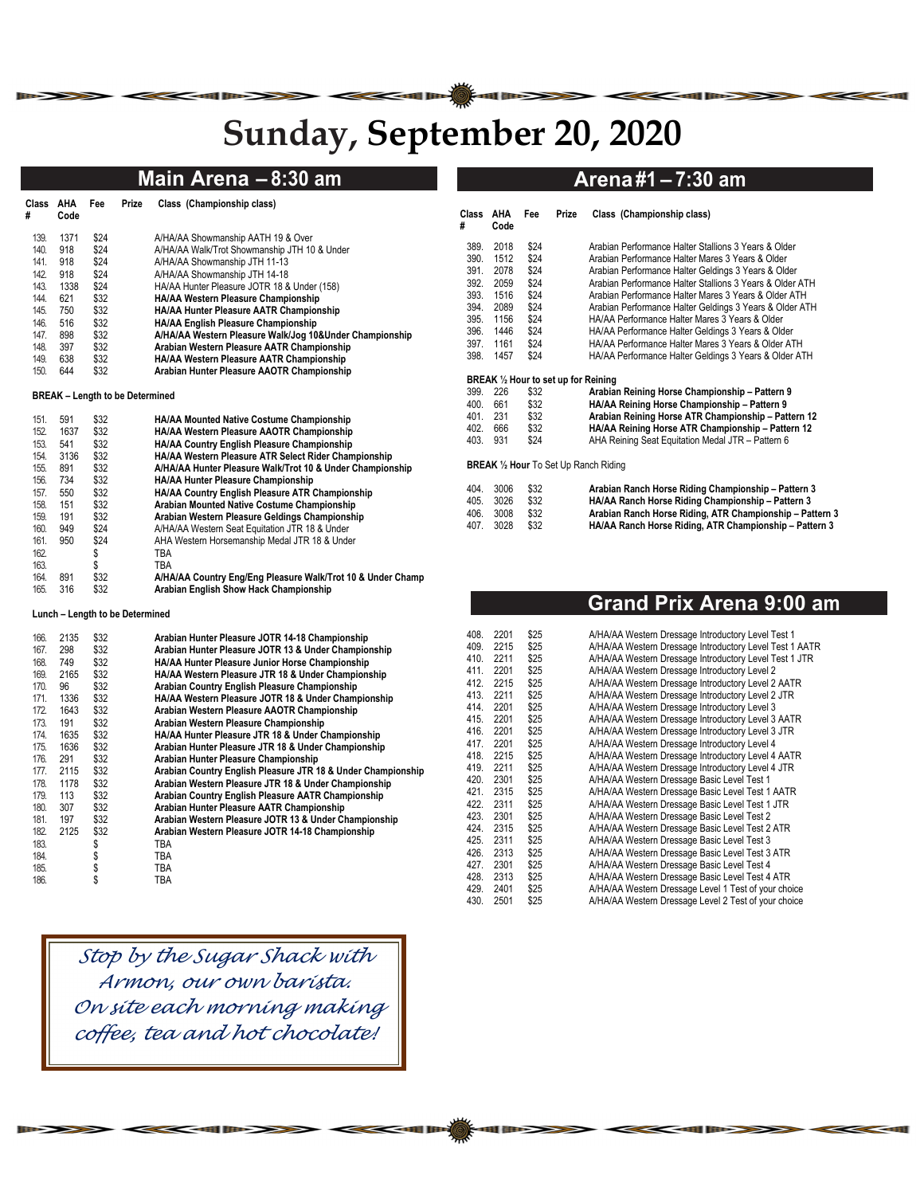# Sunday, September 20, 2020

## Main Arena – 8:30 am

| Class # | AHA Code | Fee | Prize | Class (Championship class) |
|---|---|---|---|---|
| 139. | 1371 | $24 | | A/HA/AA Showmanship AATH 19 & Over |
| 140. | 918 | $24 | | A/HA/AA Walk/Trot Showmanship JTH 10 & Under |
| 141. | 918 | $24 | | A/HA/AA Showmanship JTH 11-13 |
| 142. | 918 | $24 | | A/HA/AA Showmanship JTH 14-18 |
| 143. | 1338 | $24 | | HA/AA Hunter Pleasure JOTR 18 & Under (158) |
| 144. | 621 | $32 | | **HA/AA Western Pleasure Championship** |
| 145. | 750 | $32 | | **HA/AA Hunter Pleasure AATR Championship** |
| 146. | 516 | $32 | | **HA/AA English Pleasure Championship** |
| 147. | 898 | $32 | | **A/HA/AA Western Pleasure Walk/Jog 10&Under Championship** |
| 148. | 397 | $32 | | **Arabian Western Pleasure AATR Championship** |
| 149. | 638 | $32 | | **HA/AA Western Pleasure AATR Championship** |
| 150. | 644 | $32 | | **Arabian Hunter Pleasure AAOTR Championship** |

**BREAK – Length to be Determined**

| Class # | AHA Code | Fee | Prize | Class (Championship class) |
|---|---|---|---|---|
| 151. | 591 | $32 | | **HA/AA Mounted Native Costume Championship** |
| 152. | 1637 | $32 | | **HA/AA Western Pleasure AAOTR Championship** |
| 153. | 541 | $32 | | **HA/AA Country English Pleasure Championship** |
| 154. | 3136 | $32 | | **HA/AA Western Pleasure ATR Select Rider Championship** |
| 155. | 891 | $32 | | **A/HA/AA Hunter Pleasure Walk/Trot 10 & Under Championship** |
| 156. | 734 | $32 | | **HA/AA Hunter Pleasure Championship** |
| 157. | 550 | $32 | | **HA/AA Country English Pleasure ATR Championship** |
| 158. | 151 | $32 | | **Arabian Mounted Native Costume Championship** |
| 159. | 191 | $32 | | **Arabian Western Pleasure Geldings Championship** |
| 160. | 949 | $24 | | A/HA/AA Western Seat Equitation JTR 18 & Under |
| 161. | 950 | $24 | | AHA Western Horsemanship Medal JTR 18 & Under |
| 162. | | $ | | TBA |
| 163. | | $ | | TBA |
| 164. | 891 | $32 | | **A/HA/AA Country Eng/Eng Pleasure Walk/Trot 10 & Under Champ** |
| 165. | 316 | $32 | | **Arabian English Show Hack Championship** |

**Lunch – Length to be Determined**

| Class # | AHA Code | Fee | Prize | Class (Championship class) |
|---|---|---|---|---|
| 166. | 2135 | $32 | | **Arabian Hunter Pleasure JOTR 14-18 Championship** |
| 167. | 298 | $32 | | **Arabian Hunter Pleasure JOTR 13 & Under Championship** |
| 168. | 749 | $32 | | **HA/AA Hunter Pleasure Junior Horse Championship** |
| 169. | 2165 | $32 | | **HA/AA Western Pleasure JTR 18 & Under Championship** |
| 170. | 96 | $32 | | **Arabian Country English Pleasure Championship** |
| 171. | 1336 | $32 | | **HA/AA Western Pleasure JOTR 18 & Under Championship** |
| 172. | 1643 | $32 | | **Arabian Western Pleasure AAOTR Championship** |
| 173. | 191 | $32 | | **Arabian Western Pleasure Championship** |
| 174. | 1635 | $32 | | **HA/AA Hunter Pleasure JTR 18 & Under Championship** |
| 175. | 1636 | $32 | | **Arabian Hunter Pleasure JTR 18 & Under Championship** |
| 176. | 291 | $32 | | **Arabian Hunter Pleasure Championship** |
| 177. | 2115 | $32 | | **Arabian Country English Pleasure JTR 18 & Under Championship** |
| 178. | 1178 | $32 | | **Arabian Western Pleasure JTR 18 & Under Championship** |
| 179. | 113 | $32 | | **Arabian Country English Pleasure AATR Championship** |
| 180. | 307 | $32 | | **Arabian Hunter Pleasure AATR Championship** |
| 181. | 197 | $32 | | **Arabian Western Pleasure JOTR 13 & Under Championship** |
| 182. | 2125 | $32 | | **Arabian Western Pleasure JOTR 14-18 Championship** |
| 183. | | $ | | TBA |
| 184. | | $ | | TBA |
| 185. | | $ | | TBA |
| 186. | | $ | | TBA |

*Stop by the Sugar Shack with Armon, our own barista. On site each morning making coffee, tea and hot chocolate!*

## Arena #1 – 7:30 am

| Class # | AHA Code | Fee | Prize | Class (Championship class) |
|---|---|---|---|---|
| 389. | 2018 | $24 | | Arabian Performance Halter Stallions 3 Years & Older |
| 390. | 1512 | $24 | | Arabian Performance Halter Mares 3 Years & Older |
| 391. | 2078 | $24 | | Arabian Performance Halter Geldings 3 Years & Older |
| 392. | 2059 | $24 | | Arabian Performance Halter Stallions 3 Years & Older ATH |
| 393. | 1516 | $24 | | Arabian Performance Halter Mares 3 Years & Older ATH |
| 394. | 2089 | $24 | | Arabian Performance Halter Geldings 3 Years & Older ATH |
| 395. | 1156 | $24 | | HA/AA Performance Halter Mares 3 Years & Older |
| 396. | 1446 | $24 | | HA/AA Performance Halter Geldings 3 Years & Older |
| 397. | 1161 | $24 | | HA/AA Performance Halter Mares 3 Years & Older ATH |
| 398. | 1457 | $24 | | HA/AA Performance Halter Geldings 3 Years & Older ATH |

**BREAK ½ Hour to set up for Reining**

| Class # | AHA Code | Fee | Prize | Class (Championship class) |
|---|---|---|---|---|
| 399. | 226 | $32 | | **Arabian Reining Horse Championship – Pattern 9** |
| 400. | 661 | $32 | | **HA/AA Reining Horse Championship – Pattern 9** |
| 401. | 231 | $32 | | **Arabian Reining Horse ATR Championship – Pattern 12** |
| 402. | 666 | $32 | | **HA/AA Reining Horse ATR Championship – Pattern 12** |
| 403. | 931 | $24 | | AHA Reining Seat Equitation Medal JTR – Pattern 6 |

**BREAK ½ Hour** To Set Up Ranch Riding

| Class # | AHA Code | Fee | Prize | Class (Championship class) |
|---|---|---|---|---|
| 404. | 3006 | $32 | | **Arabian Ranch Horse Riding Championship – Pattern 3** |
| 405. | 3026 | $32 | | **HA/AA Ranch Horse Riding Championship – Pattern 3** |
| 406. | 3008 | $32 | | **Arabian Ranch Horse Riding, ATR Championship – Pattern 3** |
| 407. | 3028 | $32 | | **HA/AA Ranch Horse Riding, ATR Championship – Pattern 3** |

## Grand Prix Arena 9:00 am

| Class # | AHA Code | Fee | Class |
|---|---|---|---|
| 408. | 2201 | $25 | A/HA/AA Western Dressage Introductory Level Test 1 |
| 409. | 2215 | $25 | A/HA/AA Western Dressage Introductory Level Test 1 AATR |
| 410. | 2211 | $25 | A/HA/AA Western Dressage Introductory Level Test 1 JTR |
| 411. | 2201 | $25 | A/HA/AA Western Dressage Introductory Level 2 |
| 412. | 2215 | $25 | A/HA/AA Western Dressage Introductory Level 2 AATR |
| 413. | 2211 | $25 | A/HA/AA Western Dressage Introductory Level 2 JTR |
| 414. | 2201 | $25 | A/HA/AA Western Dressage Introductory Level 3 |
| 415. | 2201 | $25 | A/HA/AA Western Dressage Introductory Level 3 AATR |
| 416. | 2201 | $25 | A/HA/AA Western Dressage Introductory Level 3 JTR |
| 417. | 2201 | $25 | A/HA/AA Western Dressage Introductory Level 4 |
| 418. | 2215 | $25 | A/HA/AA Western Dressage Introductory Level 4 AATR |
| 419. | 2211 | $25 | A/HA/AA Western Dressage Introductory Level 4 JTR |
| 420. | 2301 | $25 | A/HA/AA Western Dressage Basic Level Test 1 |
| 421. | 2315 | $25 | A/HA/AA Western Dressage Basic Level Test 1 AATR |
| 422. | 2311 | $25 | A/HA/AA Western Dressage Basic Level Test 1 JTR |
| 423. | 2301 | $25 | A/HA/AA Western Dressage Basic Level Test 2 |
| 424. | 2315 | $25 | A/HA/AA Western Dressage Basic Level Test 2 ATR |
| 425. | 2311 | $25 | A/HA/AA Western Dressage Basic Level Test 3 |
| 426. | 2313 | $25 | A/HA/AA Western Dressage Basic Level Test 3 ATR |
| 427. | 2301 | $25 | A/HA/AA Western Dressage Basic Level Test 4 |
| 428. | 2313 | $25 | A/HA/AA Western Dressage Basic Level Test 4 ATR |
| 429. | 2401 | $25 | A/HA/AA Western Dressage Level 1 Test of your choice |
| 430. | 2501 | $25 | A/HA/AA Western Dressage Level 2 Test of your choice |